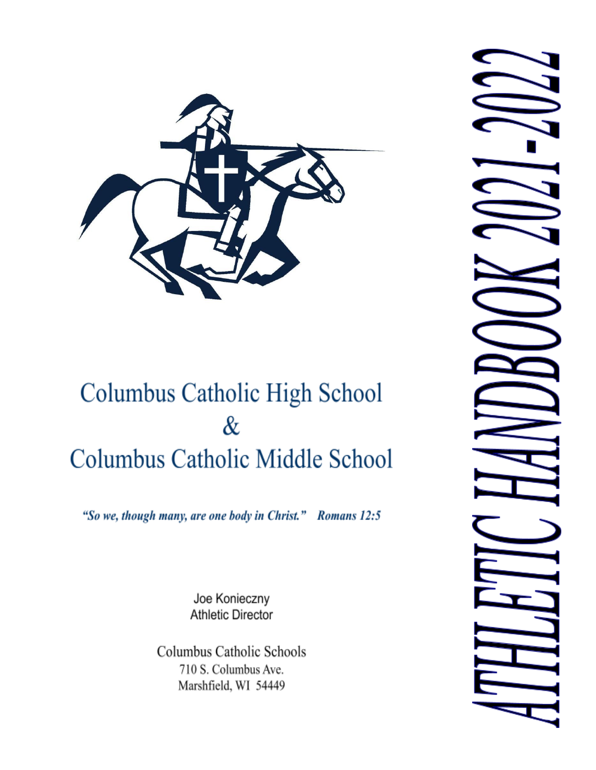# ATHLETIC HANDBOOK 2021-2022

## Columbus Catholic High School
## &
## Columbus Catholic Middle School

***"So we, though many, are one body in Christ." Romans 12:5***

Joe Konieczny
Athletic Director

Columbus Catholic Schools
710 S. Columbus Ave.
Marshfield, WI 54449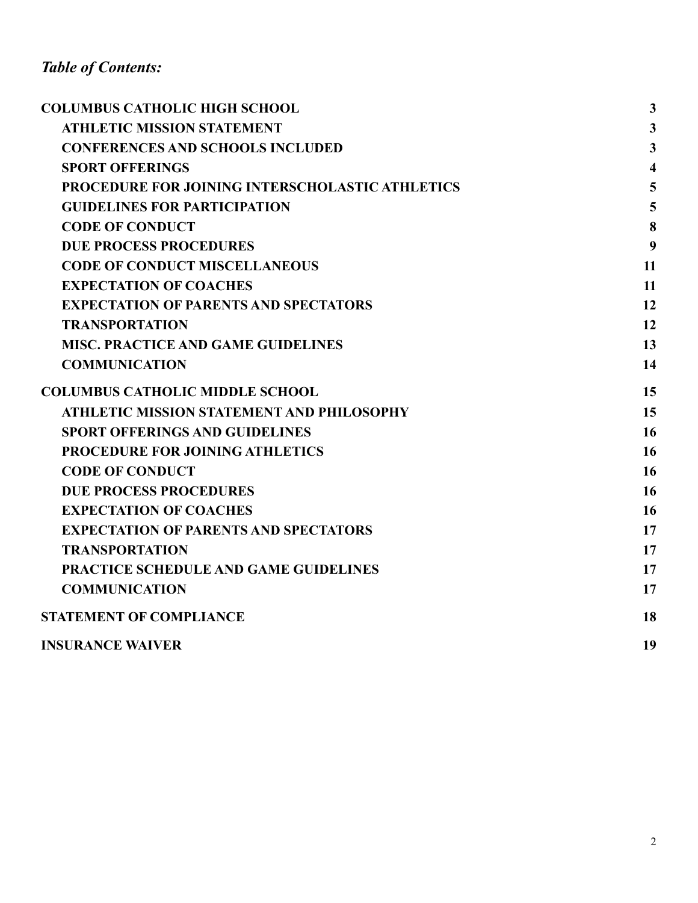*Table of Contents:*

| | |
|---|---|
| **COLUMBUS CATHOLIC HIGH SCHOOL** | **3** |
| **ATHLETIC MISSION STATEMENT** | **3** |
| **CONFERENCES AND SCHOOLS INCLUDED** | **3** |
| **SPORT OFFERINGS** | **4** |
| **PROCEDURE FOR JOINING INTERSCHOLASTIC ATHLETICS** | **5** |
| **GUIDELINES FOR PARTICIPATION** | **5** |
| **CODE OF CONDUCT** | **8** |
| **DUE PROCESS PROCEDURES** | **9** |
| **CODE OF CONDUCT MISCELLANEOUS** | **11** |
| **EXPECTATION OF COACHES** | **11** |
| **EXPECTATION OF PARENTS AND SPECTATORS** | **12** |
| **TRANSPORTATION** | **12** |
| **MISC. PRACTICE AND GAME GUIDELINES** | **13** |
| **COMMUNICATION** | **14** |
| **COLUMBUS CATHOLIC MIDDLE SCHOOL** | **15** |
| **ATHLETIC MISSION STATEMENT AND PHILOSOPHY** | **15** |
| **SPORT OFFERINGS AND GUIDELINES** | **16** |
| **PROCEDURE FOR JOINING ATHLETICS** | **16** |
| **CODE OF CONDUCT** | **16** |
| **DUE PROCESS PROCEDURES** | **16** |
| **EXPECTATION OF COACHES** | **16** |
| **EXPECTATION OF PARENTS AND SPECTATORS** | **17** |
| **TRANSPORTATION** | **17** |
| **PRACTICE SCHEDULE AND GAME GUIDELINES** | **17** |
| **COMMUNICATION** | **17** |
| **STATEMENT OF COMPLIANCE** | **18** |
| **INSURANCE WAIVER** | **19** |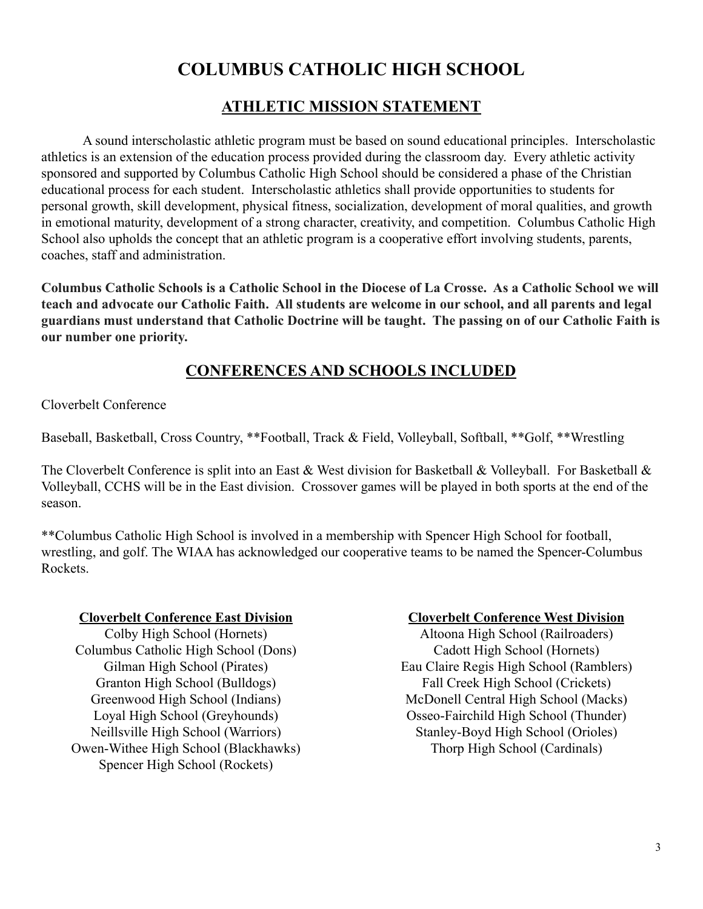# COLUMBUS CATHOLIC HIGH SCHOOL

## ATHLETIC MISSION STATEMENT

A sound interscholastic athletic program must be based on sound educational principles. Interscholastic athletics is an extension of the education process provided during the classroom day. Every athletic activity sponsored and supported by Columbus Catholic High School should be considered a phase of the Christian educational process for each student. Interscholastic athletics shall provide opportunities to students for personal growth, skill development, physical fitness, socialization, development of moral qualities, and growth in emotional maturity, development of a strong character, creativity, and competition. Columbus Catholic High School also upholds the concept that an athletic program is a cooperative effort involving students, parents, coaches, staff and administration.

**Columbus Catholic Schools is a Catholic School in the Diocese of La Crosse. As a Catholic School we will teach and advocate our Catholic Faith. All students are welcome in our school, and all parents and legal guardians must understand that Catholic Doctrine will be taught. The passing on of our Catholic Faith is our number one priority.**

## CONFERENCES AND SCHOOLS INCLUDED

Cloverbelt Conference

Baseball, Basketball, Cross Country, **Football, Track & Field, Volleyball, Softball, **Golf, **Wrestling

The Cloverbelt Conference is split into an East & West division for Basketball & Volleyball. For Basketball & Volleyball, CCHS will be in the East division. Crossover games will be played in both sports at the end of the season.

**Columbus Catholic High School is involved in a membership with Spencer High School for football, wrestling, and golf. The WIAA has acknowledged our cooperative teams to be named the Spencer-Columbus Rockets.

**Cloverbelt Conference East Division**

Colby High School (Hornets)
Columbus Catholic High School (Dons)
Gilman High School (Pirates)
Granton High School (Bulldogs)
Greenwood High School (Indians)
Loyal High School (Greyhounds)
Neillsville High School (Warriors)
Owen-Withee High School (Blackhawks)
Spencer High School (Rockets)

**Cloverbelt Conference West Division**

Altoona High School (Railroaders)
Cadott High School (Hornets)
Eau Claire Regis High School (Ramblers)
Fall Creek High School (Crickets)
McDonell Central High School (Macks)
Osseo-Fairchild High School (Thunder)
Stanley-Boyd High School (Orioles)
Thorp High School (Cardinals)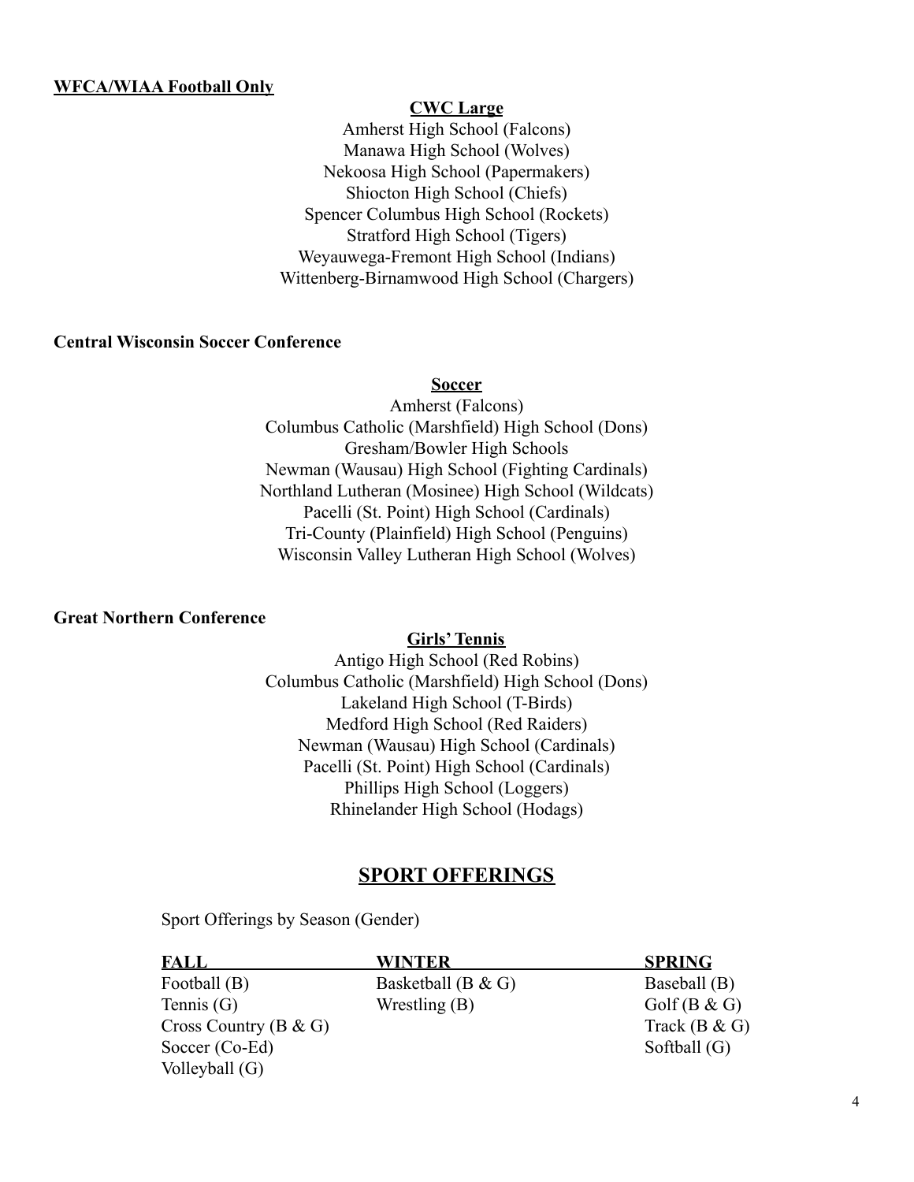**WFCA/WIAA Football Only**

**CWC Large**

Amherst High School (Falcons)
Manawa High School (Wolves)
Nekoosa High School (Papermakers)
Shiocton High School (Chiefs)
Spencer Columbus High School (Rockets)
Stratford High School (Tigers)
Weyauwega-Fremont High School (Indians)
Wittenberg-Birnamwood High School (Chargers)

**Central Wisconsin Soccer Conference**

**Soccer**

Amherst (Falcons)
Columbus Catholic (Marshfield) High School (Dons)
Gresham/Bowler High Schools
Newman (Wausau) High School (Fighting Cardinals)
Northland Lutheran (Mosinee) High School (Wildcats)
Pacelli (St. Point) High School (Cardinals)
Tri-County (Plainfield) High School (Penguins)
Wisconsin Valley Lutheran High School (Wolves)

**Great Northern Conference**

**Girls' Tennis**

Antigo High School (Red Robins)
Columbus Catholic (Marshfield) High School (Dons)
Lakeland High School (T-Birds)
Medford High School (Red Raiders)
Newman (Wausau) High School (Cardinals)
Pacelli (St. Point) High School (Cardinals)
Phillips High School (Loggers)
Rhinelander High School (Hodags)

## SPORT OFFERINGS

Sport Offerings by Season (Gender)

| FALL | WINTER | SPRING |
| --- | --- | --- |
| Football (B) | Basketball (B & G) | Baseball (B) |
| Tennis (G) | Wrestling (B) | Golf (B & G) |
| Cross Country (B & G) | | Track (B & G) |
| Soccer (Co-Ed) | | Softball (G) |
| Volleyball (G) | | |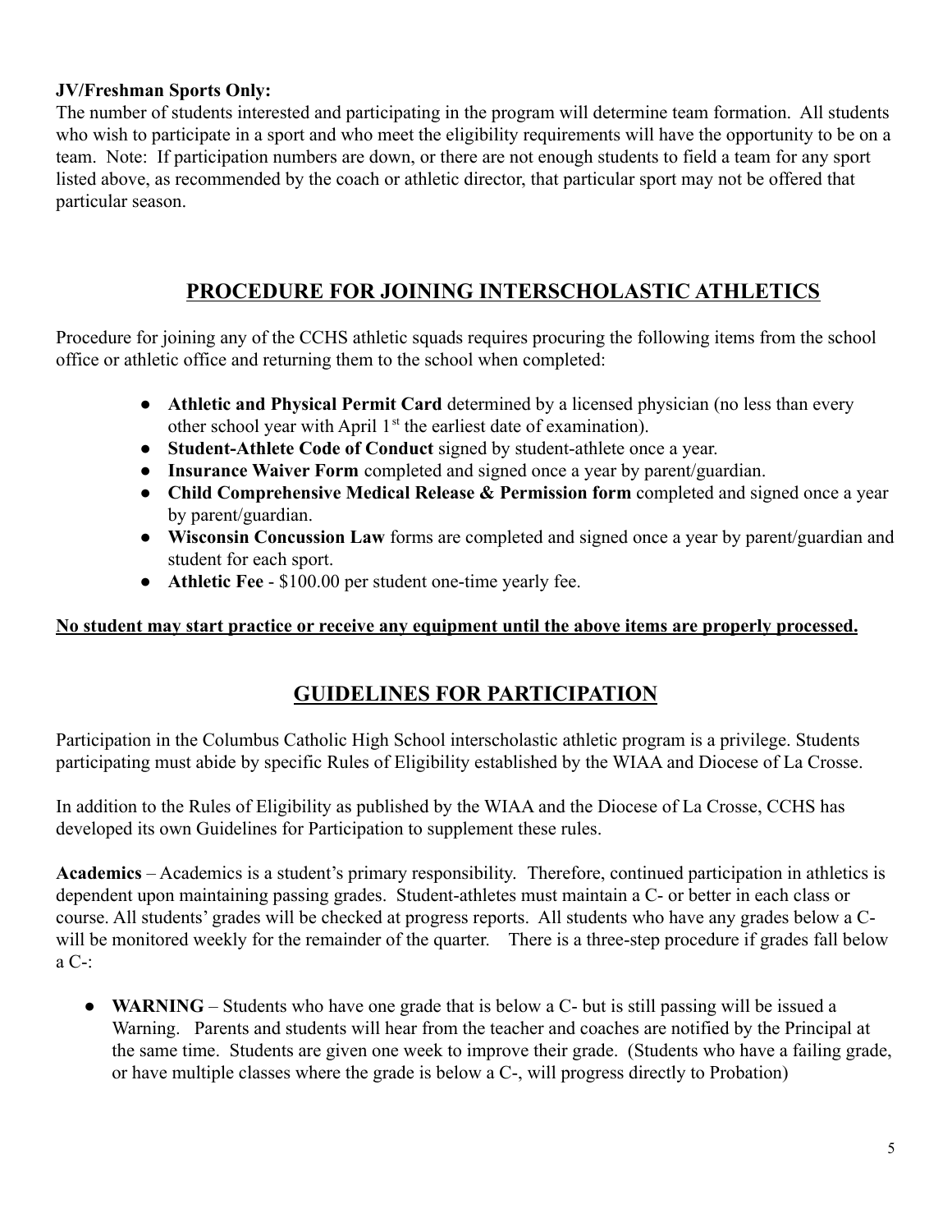**JV/Freshman Sports Only:**

The number of students interested and participating in the program will determine team formation. All students who wish to participate in a sport and who meet the eligibility requirements will have the opportunity to be on a team. Note: If participation numbers are down, or there are not enough students to field a team for any sport listed above, as recommended by the coach or athletic director, that particular sport may not be offered that particular season.

## PROCEDURE FOR JOINING INTERSCHOLASTIC ATHLETICS

Procedure for joining any of the CCHS athletic squads requires procuring the following items from the school office or athletic office and returning them to the school when completed:

- **Athletic and Physical Permit Card** determined by a licensed physician (no less than every other school year with April 1st the earliest date of examination).
- **Student-Athlete Code of Conduct** signed by student-athlete once a year.
- **Insurance Waiver Form** completed and signed once a year by parent/guardian.
- **Child Comprehensive Medical Release & Permission form** completed and signed once a year by parent/guardian.
- **Wisconsin Concussion Law** forms are completed and signed once a year by parent/guardian and student for each sport.
- **Athletic Fee** - $100.00 per student one-time yearly fee.

**No student may start practice or receive any equipment until the above items are properly processed.**

## GUIDELINES FOR PARTICIPATION

Participation in the Columbus Catholic High School interscholastic athletic program is a privilege. Students participating must abide by specific Rules of Eligibility established by the WIAA and Diocese of La Crosse.

In addition to the Rules of Eligibility as published by the WIAA and the Diocese of La Crosse, CCHS has developed its own Guidelines for Participation to supplement these rules.

**Academics** – Academics is a student's primary responsibility. Therefore, continued participation in athletics is dependent upon maintaining passing grades. Student-athletes must maintain a C- or better in each class or course. All students' grades will be checked at progress reports. All students who have any grades below a C- will be monitored weekly for the remainder of the quarter. There is a three-step procedure if grades fall below a C-:

- **WARNING** – Students who have one grade that is below a C- but is still passing will be issued a Warning. Parents and students will hear from the teacher and coaches are notified by the Principal at the same time. Students are given one week to improve their grade. (Students who have a failing grade, or have multiple classes where the grade is below a C-, will progress directly to Probation)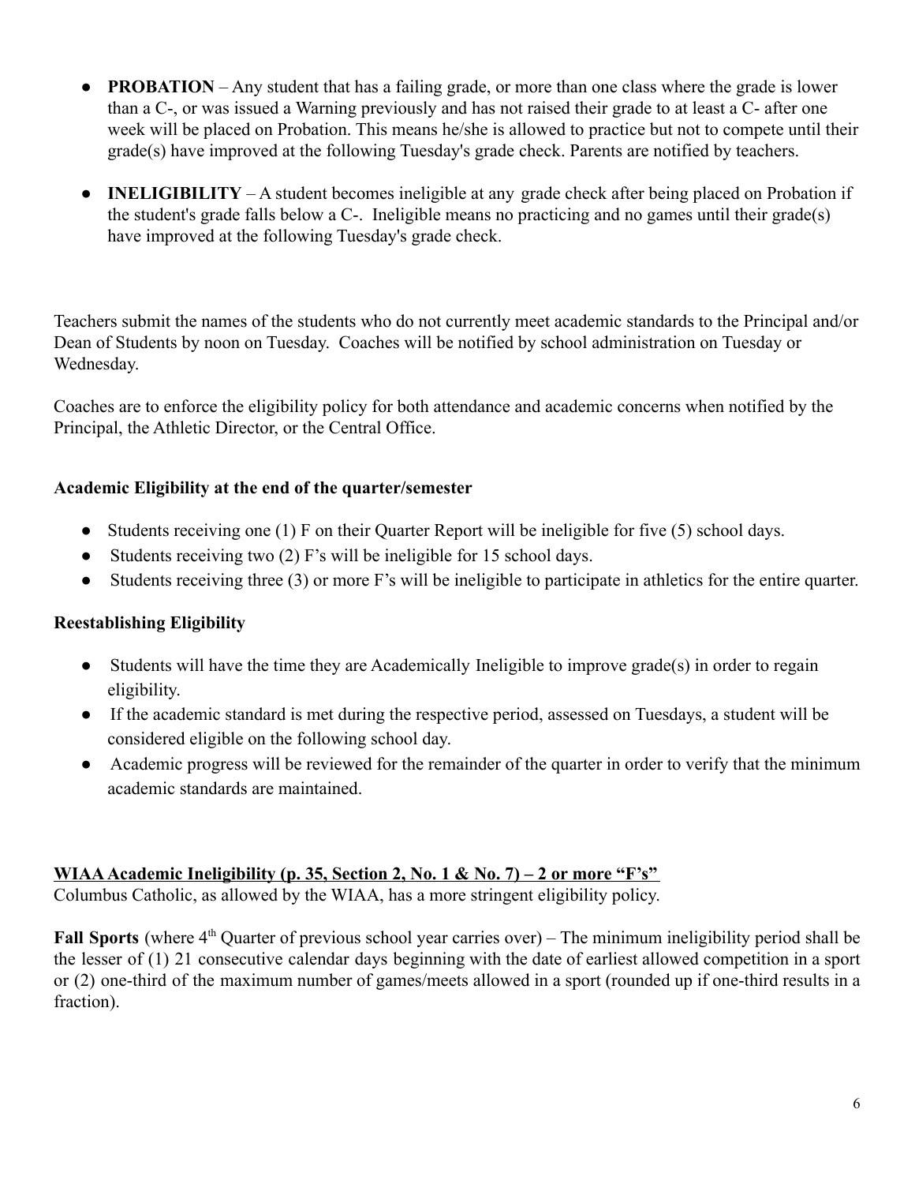- **PROBATION** – Any student that has a failing grade, or more than one class where the grade is lower than a C-, or was issued a Warning previously and has not raised their grade to at least a C- after one week will be placed on Probation. This means he/she is allowed to practice but not to compete until their grade(s) have improved at the following Tuesday's grade check. Parents are notified by teachers.
- **INELIGIBILITY** – A student becomes ineligible at any grade check after being placed on Probation if the student's grade falls below a C-. Ineligible means no practicing and no games until their grade(s) have improved at the following Tuesday's grade check.

Teachers submit the names of the students who do not currently meet academic standards to the Principal and/or Dean of Students by noon on Tuesday. Coaches will be notified by school administration on Tuesday or Wednesday.

Coaches are to enforce the eligibility policy for both attendance and academic concerns when notified by the Principal, the Athletic Director, or the Central Office.

**Academic Eligibility at the end of the quarter/semester**

- Students receiving one (1) F on their Quarter Report will be ineligible for five (5) school days.
- Students receiving two (2) F's will be ineligible for 15 school days.
- Students receiving three (3) or more F's will be ineligible to participate in athletics for the entire quarter.

**Reestablishing Eligibility**

- Students will have the time they are Academically Ineligible to improve grade(s) in order to regain eligibility.
- If the academic standard is met during the respective period, assessed on Tuesdays, a student will be considered eligible on the following school day.
- Academic progress will be reviewed for the remainder of the quarter in order to verify that the minimum academic standards are maintained.

**WIAA Academic Ineligibility (p. 35, Section 2, No. 1 & No. 7) – 2 or more "F's"**

Columbus Catholic, as allowed by the WIAA, has a more stringent eligibility policy.

**Fall Sports** (where 4th Quarter of previous school year carries over) – The minimum ineligibility period shall be the lesser of (1) 21 consecutive calendar days beginning with the date of earliest allowed competition in a sport or (2) one-third of the maximum number of games/meets allowed in a sport (rounded up if one-third results in a fraction).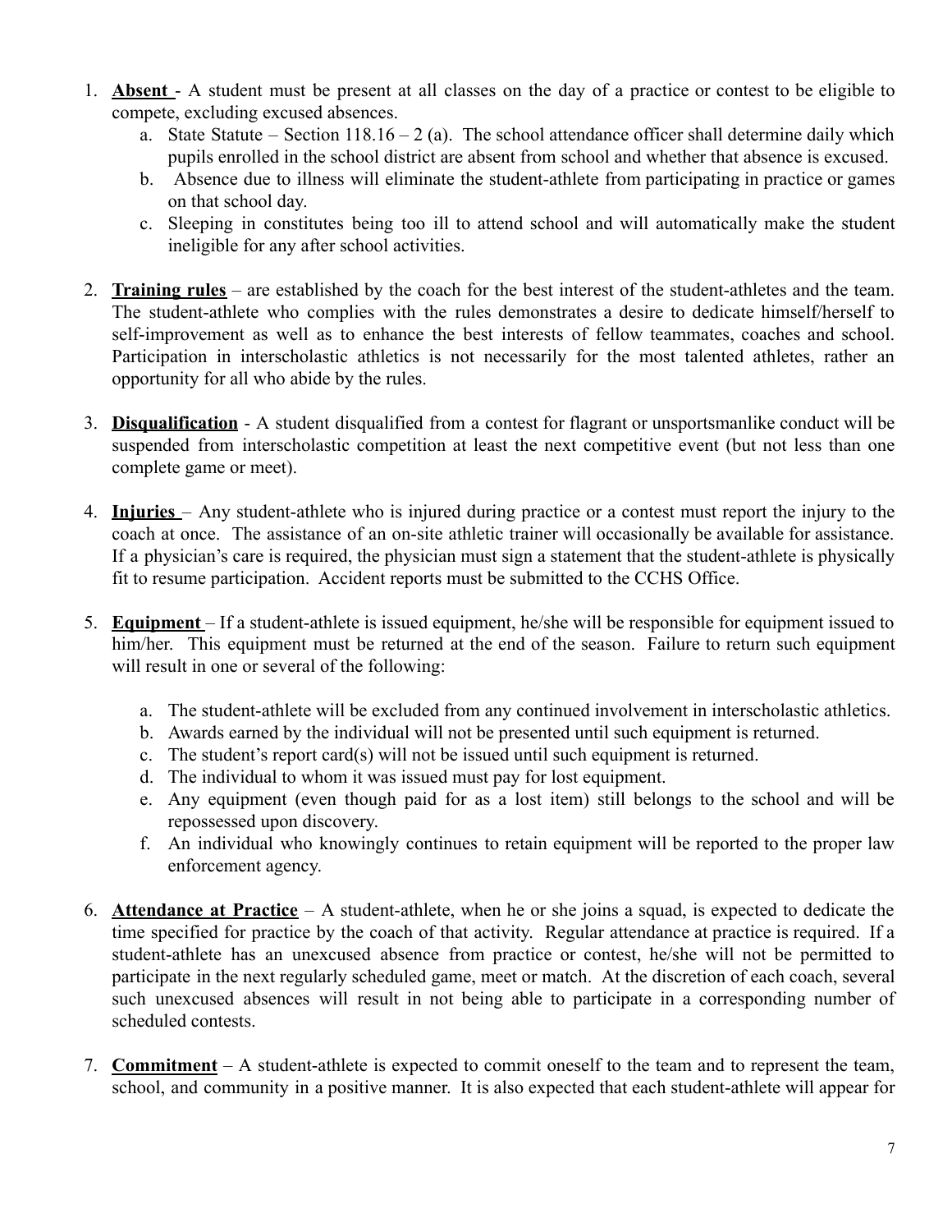1. **Absent** - A student must be present at all classes on the day of a practice or contest to be eligible to compete, excluding excused absences.
   a. State Statute – Section 118.16 – 2 (a). The school attendance officer shall determine daily which pupils enrolled in the school district are absent from school and whether that absence is excused.
   b. Absence due to illness will eliminate the student-athlete from participating in practice or games on that school day.
   c. Sleeping in constitutes being too ill to attend school and will automatically make the student ineligible for any after school activities.

2. **Training rules** – are established by the coach for the best interest of the student-athletes and the team. The student-athlete who complies with the rules demonstrates a desire to dedicate himself/herself to self-improvement as well as to enhance the best interests of fellow teammates, coaches and school. Participation in interscholastic athletics is not necessarily for the most talented athletes, rather an opportunity for all who abide by the rules.

3. **Disqualification** - A student disqualified from a contest for flagrant or unsportsmanlike conduct will be suspended from interscholastic competition at least the next competitive event (but not less than one complete game or meet).

4. **Injuries** – Any student-athlete who is injured during practice or a contest must report the injury to the coach at once. The assistance of an on-site athletic trainer will occasionally be available for assistance. If a physician's care is required, the physician must sign a statement that the student-athlete is physically fit to resume participation. Accident reports must be submitted to the CCHS Office.

5. **Equipment** – If a student-athlete is issued equipment, he/she will be responsible for equipment issued to him/her. This equipment must be returned at the end of the season. Failure to return such equipment will result in one or several of the following:

   a. The student-athlete will be excluded from any continued involvement in interscholastic athletics.
   b. Awards earned by the individual will not be presented until such equipment is returned.
   c. The student's report card(s) will not be issued until such equipment is returned.
   d. The individual to whom it was issued must pay for lost equipment.
   e. Any equipment (even though paid for as a lost item) still belongs to the school and will be repossessed upon discovery.
   f. An individual who knowingly continues to retain equipment will be reported to the proper law enforcement agency.

6. **Attendance at Practice** – A student-athlete, when he or she joins a squad, is expected to dedicate the time specified for practice by the coach of that activity. Regular attendance at practice is required. If a student-athlete has an unexcused absence from practice or contest, he/she will not be permitted to participate in the next regularly scheduled game, meet or match. At the discretion of each coach, several such unexcused absences will result in not being able to participate in a corresponding number of scheduled contests.

7. **Commitment** – A student-athlete is expected to commit oneself to the team and to represent the team, school, and community in a positive manner. It is also expected that each student-athlete will appear for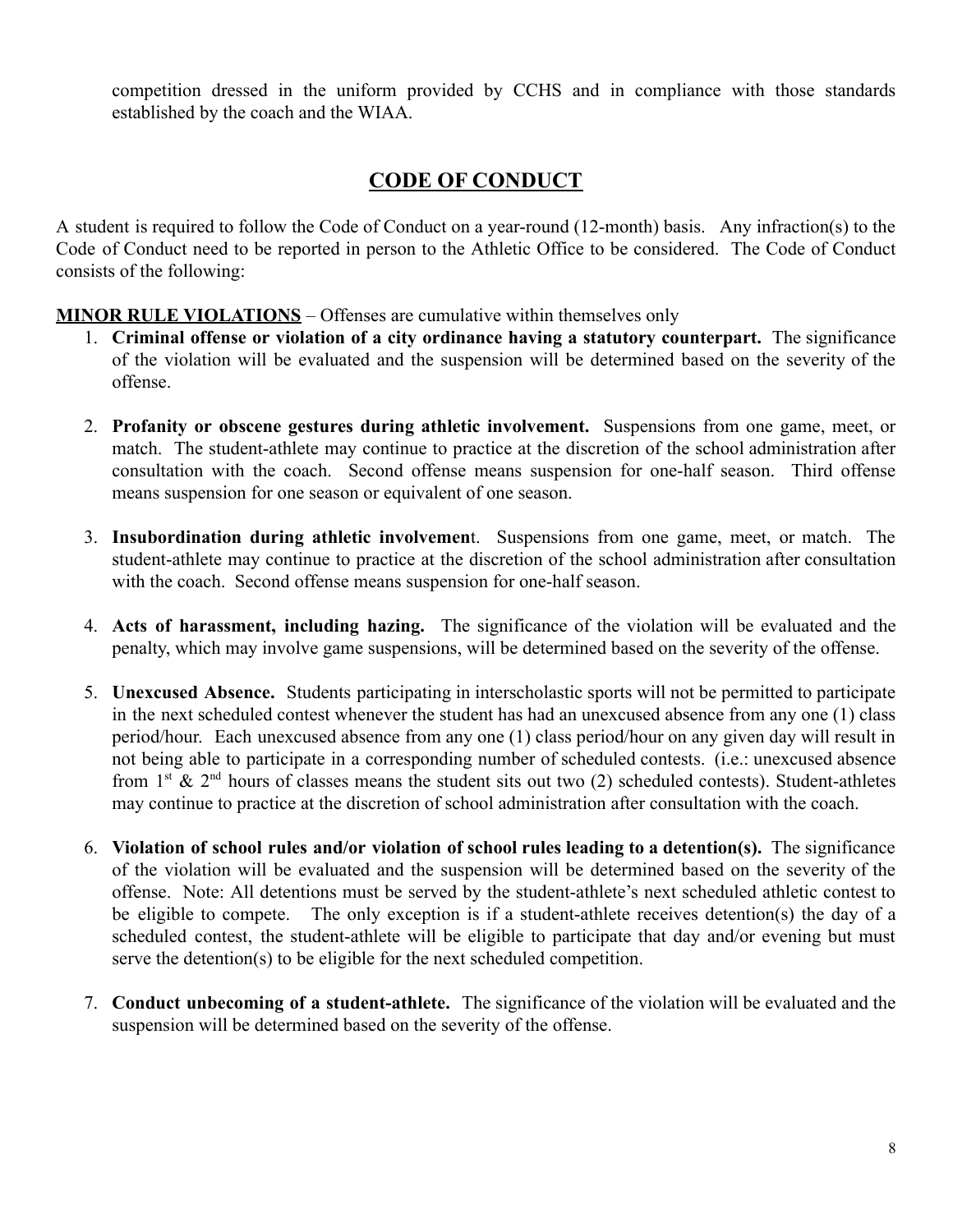competition dressed in the uniform provided by CCHS and in compliance with those standards established by the coach and the WIAA.

## CODE OF CONDUCT

A student is required to follow the Code of Conduct on a year-round (12-month) basis. Any infraction(s) to the Code of Conduct need to be reported in person to the Athletic Office to be considered. The Code of Conduct consists of the following:

**MINOR RULE VIOLATIONS** – Offenses are cumulative within themselves only

1. **Criminal offense or violation of a city ordinance having a statutory counterpart.** The significance of the violation will be evaluated and the suspension will be determined based on the severity of the offense.

2. **Profanity or obscene gestures during athletic involvement.** Suspensions from one game, meet, or match. The student-athlete may continue to practice at the discretion of the school administration after consultation with the coach. Second offense means suspension for one-half season. Third offense means suspension for one season or equivalent of one season.

3. **Insubordination during athletic involvemen**t. Suspensions from one game, meet, or match. The student-athlete may continue to practice at the discretion of the school administration after consultation with the coach. Second offense means suspension for one-half season.

4. **Acts of harassment, including hazing.** The significance of the violation will be evaluated and the penalty, which may involve game suspensions, will be determined based on the severity of the offense.

5. **Unexcused Absence.** Students participating in interscholastic sports will not be permitted to participate in the next scheduled contest whenever the student has had an unexcused absence from any one (1) class period/hour. Each unexcused absence from any one (1) class period/hour on any given day will result in not being able to participate in a corresponding number of scheduled contests. (i.e.: unexcused absence from 1st & 2nd hours of classes means the student sits out two (2) scheduled contests). Student-athletes may continue to practice at the discretion of school administration after consultation with the coach.

6. **Violation of school rules and/or violation of school rules leading to a detention(s).** The significance of the violation will be evaluated and the suspension will be determined based on the severity of the offense. Note: All detentions must be served by the student-athlete's next scheduled athletic contest to be eligible to compete. The only exception is if a student-athlete receives detention(s) the day of a scheduled contest, the student-athlete will be eligible to participate that day and/or evening but must serve the detention(s) to be eligible for the next scheduled competition.

7. **Conduct unbecoming of a student-athlete.** The significance of the violation will be evaluated and the suspension will be determined based on the severity of the offense.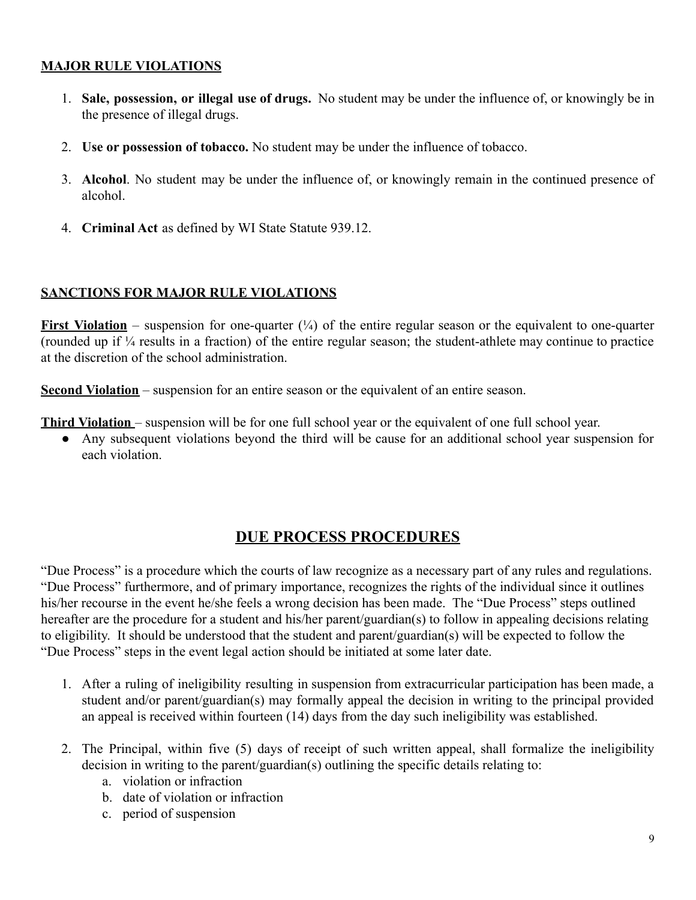## MAJOR RULE VIOLATIONS

1. **Sale, possession, or illegal use of drugs.** No student may be under the influence of, or knowingly be in the presence of illegal drugs.

2. **Use or possession of tobacco.** No student may be under the influence of tobacco.

3. **Alcohol**. No student may be under the influence of, or knowingly remain in the continued presence of alcohol.

4. **Criminal Act** as defined by WI State Statute 939.12.

## SANCTIONS FOR MAJOR RULE VIOLATIONS

**First Violation** – suspension for one-quarter (¼) of the entire regular season or the equivalent to one-quarter (rounded up if ¼ results in a fraction) of the entire regular season; the student-athlete may continue to practice at the discretion of the school administration.

**Second Violation** – suspension for an entire season or the equivalent of an entire season.

**Third Violation** – suspension will be for one full school year or the equivalent of one full school year.

- Any subsequent violations beyond the third will be cause for an additional school year suspension for each violation.

# DUE PROCESS PROCEDURES

"Due Process" is a procedure which the courts of law recognize as a necessary part of any rules and regulations. "Due Process" furthermore, and of primary importance, recognizes the rights of the individual since it outlines his/her recourse in the event he/she feels a wrong decision has been made. The "Due Process" steps outlined hereafter are the procedure for a student and his/her parent/guardian(s) to follow in appealing decisions relating to eligibility. It should be understood that the student and parent/guardian(s) will be expected to follow the "Due Process" steps in the event legal action should be initiated at some later date.

1. After a ruling of ineligibility resulting in suspension from extracurricular participation has been made, a student and/or parent/guardian(s) may formally appeal the decision in writing to the principal provided an appeal is received within fourteen (14) days from the day such ineligibility was established.

2. The Principal, within five (5) days of receipt of such written appeal, shall formalize the ineligibility decision in writing to the parent/guardian(s) outlining the specific details relating to:
   a. violation or infraction
   b. date of violation or infraction
   c. period of suspension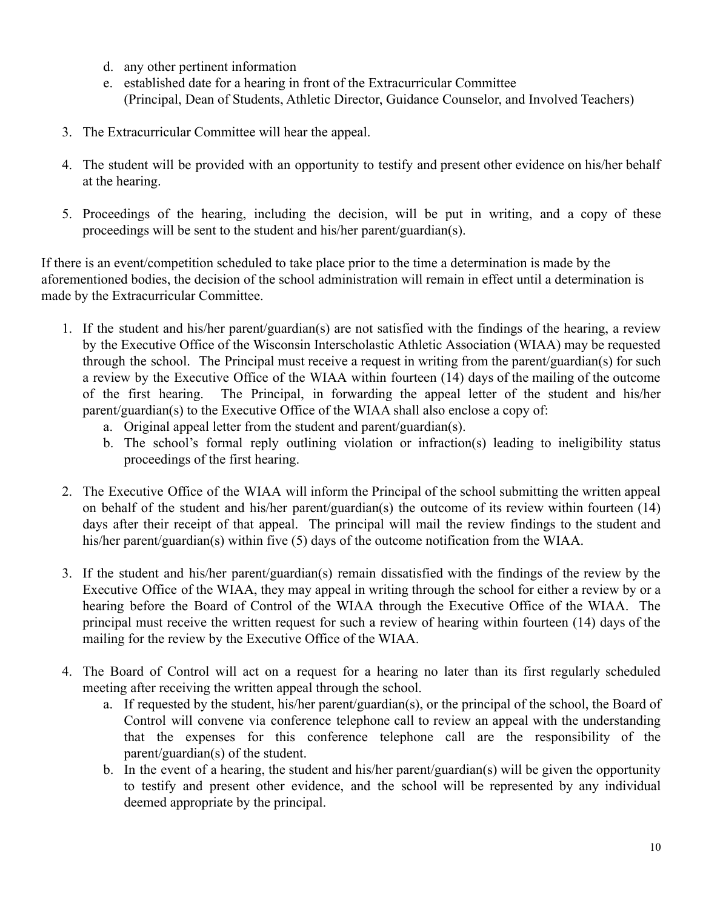d. any other pertinent information
  e. established date for a hearing in front of the Extracurricular Committee (Principal, Dean of Students, Athletic Director, Guidance Counselor, and Involved Teachers)

3. The Extracurricular Committee will hear the appeal.

4. The student will be provided with an opportunity to testify and present other evidence on his/her behalf at the hearing.

5. Proceedings of the hearing, including the decision, will be put in writing, and a copy of these proceedings will be sent to the student and his/her parent/guardian(s).

If there is an event/competition scheduled to take place prior to the time a determination is made by the aforementioned bodies, the decision of the school administration will remain in effect until a determination is made by the Extracurricular Committee.

1. If the student and his/her parent/guardian(s) are not satisfied with the findings of the hearing, a review by the Executive Office of the Wisconsin Interscholastic Athletic Association (WIAA) may be requested through the school. The Principal must receive a request in writing from the parent/guardian(s) for such a review by the Executive Office of the WIAA within fourteen (14) days of the mailing of the outcome of the first hearing. The Principal, in forwarding the appeal letter of the student and his/her parent/guardian(s) to the Executive Office of the WIAA shall also enclose a copy of:
   a. Original appeal letter from the student and parent/guardian(s).
   b. The school's formal reply outlining violation or infraction(s) leading to ineligibility status proceedings of the first hearing.

2. The Executive Office of the WIAA will inform the Principal of the school submitting the written appeal on behalf of the student and his/her parent/guardian(s) the outcome of its review within fourteen (14) days after their receipt of that appeal. The principal will mail the review findings to the student and his/her parent/guardian(s) within five (5) days of the outcome notification from the WIAA.

3. If the student and his/her parent/guardian(s) remain dissatisfied with the findings of the review by the Executive Office of the WIAA, they may appeal in writing through the school for either a review by or a hearing before the Board of Control of the WIAA through the Executive Office of the WIAA. The principal must receive the written request for such a review of hearing within fourteen (14) days of the mailing for the review by the Executive Office of the WIAA.

4. The Board of Control will act on a request for a hearing no later than its first regularly scheduled meeting after receiving the written appeal through the school.
   a. If requested by the student, his/her parent/guardian(s), or the principal of the school, the Board of Control will convene via conference telephone call to review an appeal with the understanding that the expenses for this conference telephone call are the responsibility of the parent/guardian(s) of the student.
   b. In the event of a hearing, the student and his/her parent/guardian(s) will be given the opportunity to testify and present other evidence, and the school will be represented by any individual deemed appropriate by the principal.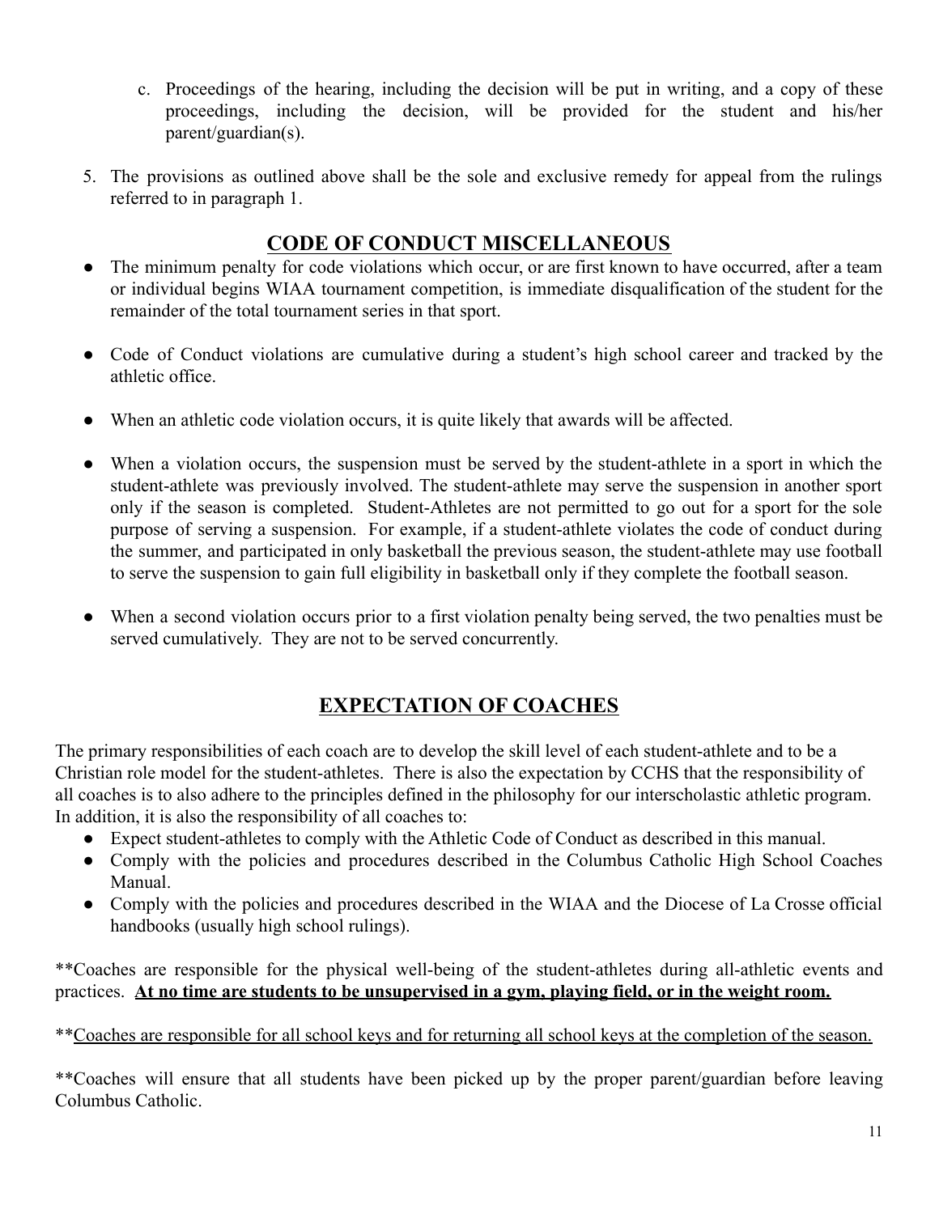c. Proceedings of the hearing, including the decision will be put in writing, and a copy of these proceedings, including the decision, will be provided for the student and his/her parent/guardian(s).

5. The provisions as outlined above shall be the sole and exclusive remedy for appeal from the rulings referred to in paragraph 1.

## CODE OF CONDUCT MISCELLANEOUS

- The minimum penalty for code violations which occur, or are first known to have occurred, after a team or individual begins WIAA tournament competition, is immediate disqualification of the student for the remainder of the total tournament series in that sport.

- Code of Conduct violations are cumulative during a student's high school career and tracked by the athletic office.

- When an athletic code violation occurs, it is quite likely that awards will be affected.

- When a violation occurs, the suspension must be served by the student-athlete in a sport in which the student-athlete was previously involved. The student-athlete may serve the suspension in another sport only if the season is completed. Student-Athletes are not permitted to go out for a sport for the sole purpose of serving a suspension. For example, if a student-athlete violates the code of conduct during the summer, and participated in only basketball the previous season, the student-athlete may use football to serve the suspension to gain full eligibility in basketball only if they complete the football season.

- When a second violation occurs prior to a first violation penalty being served, the two penalties must be served cumulatively. They are not to be served concurrently.

## EXPECTATION OF COACHES

The primary responsibilities of each coach are to develop the skill level of each student-athlete and to be a Christian role model for the student-athletes. There is also the expectation by CCHS that the responsibility of all coaches is to also adhere to the principles defined in the philosophy for our interscholastic athletic program. In addition, it is also the responsibility of all coaches to:

- Expect student-athletes to comply with the Athletic Code of Conduct as described in this manual.
- Comply with the policies and procedures described in the Columbus Catholic High School Coaches Manual.
- Comply with the policies and procedures described in the WIAA and the Diocese of La Crosse official handbooks (usually high school rulings).

**Coaches are responsible for the physical well-being of the student-athletes during all-athletic events and practices. **<u>At no time are students to be unsupervised in a gym, playing field, or in the weight room.</u>**

**<u>Coaches are responsible for all school keys and for returning all school keys at the completion of the season.</u>

**Coaches will ensure that all students have been picked up by the proper parent/guardian before leaving Columbus Catholic.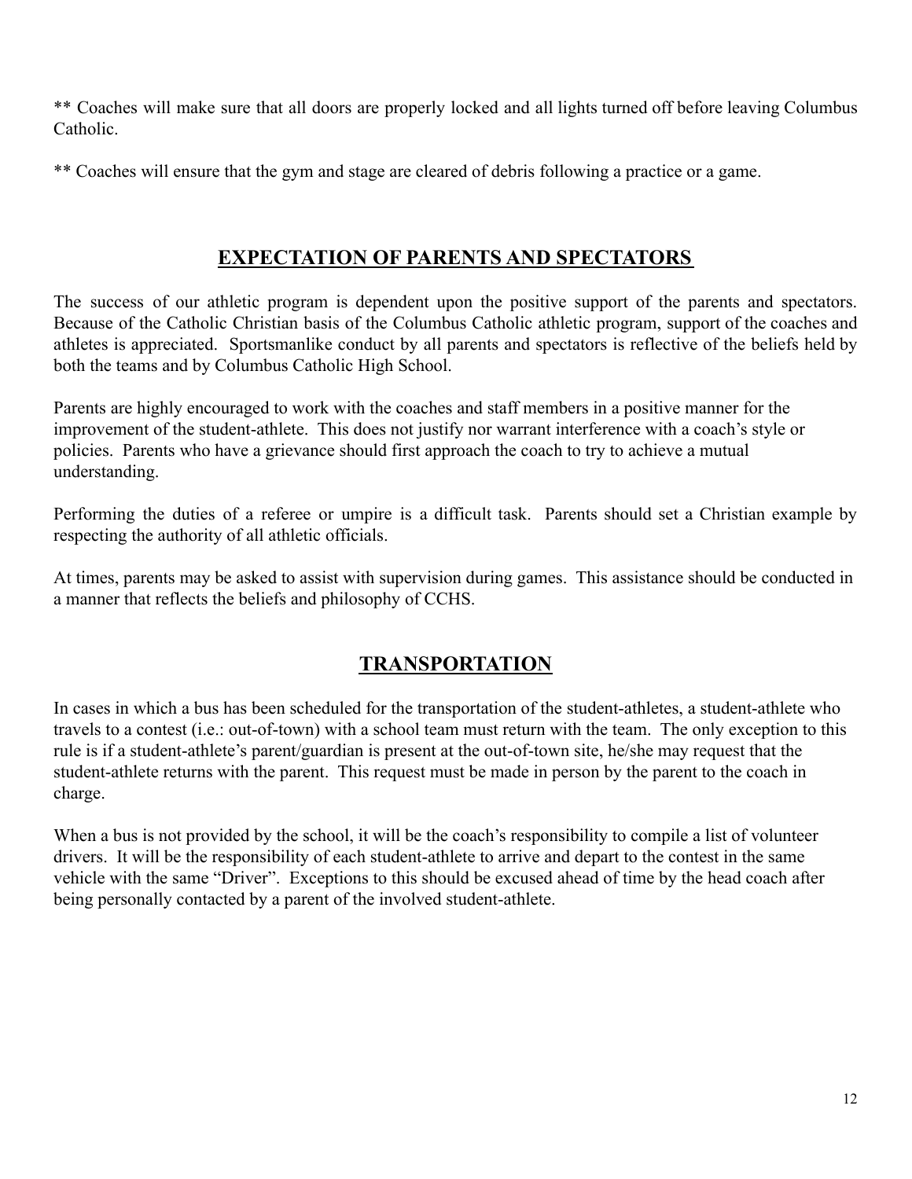** Coaches will make sure that all doors are properly locked and all lights turned off before leaving Columbus Catholic.

** Coaches will ensure that the gym and stage are cleared of debris following a practice or a game.

## EXPECTATION OF PARENTS AND SPECTATORS

The success of our athletic program is dependent upon the positive support of the parents and spectators. Because of the Catholic Christian basis of the Columbus Catholic athletic program, support of the coaches and athletes is appreciated. Sportsmanlike conduct by all parents and spectators is reflective of the beliefs held by both the teams and by Columbus Catholic High School.

Parents are highly encouraged to work with the coaches and staff members in a positive manner for the improvement of the student-athlete. This does not justify nor warrant interference with a coach's style or policies. Parents who have a grievance should first approach the coach to try to achieve a mutual understanding.

Performing the duties of a referee or umpire is a difficult task. Parents should set a Christian example by respecting the authority of all athletic officials.

At times, parents may be asked to assist with supervision during games. This assistance should be conducted in a manner that reflects the beliefs and philosophy of CCHS.

## TRANSPORTATION

In cases in which a bus has been scheduled for the transportation of the student-athletes, a student-athlete who travels to a contest (i.e.: out-of-town) with a school team must return with the team. The only exception to this rule is if a student-athlete's parent/guardian is present at the out-of-town site, he/she may request that the student-athlete returns with the parent. This request must be made in person by the parent to the coach in charge.

When a bus is not provided by the school, it will be the coach's responsibility to compile a list of volunteer drivers. It will be the responsibility of each student-athlete to arrive and depart to the contest in the same vehicle with the same "Driver". Exceptions to this should be excused ahead of time by the head coach after being personally contacted by a parent of the involved student-athlete.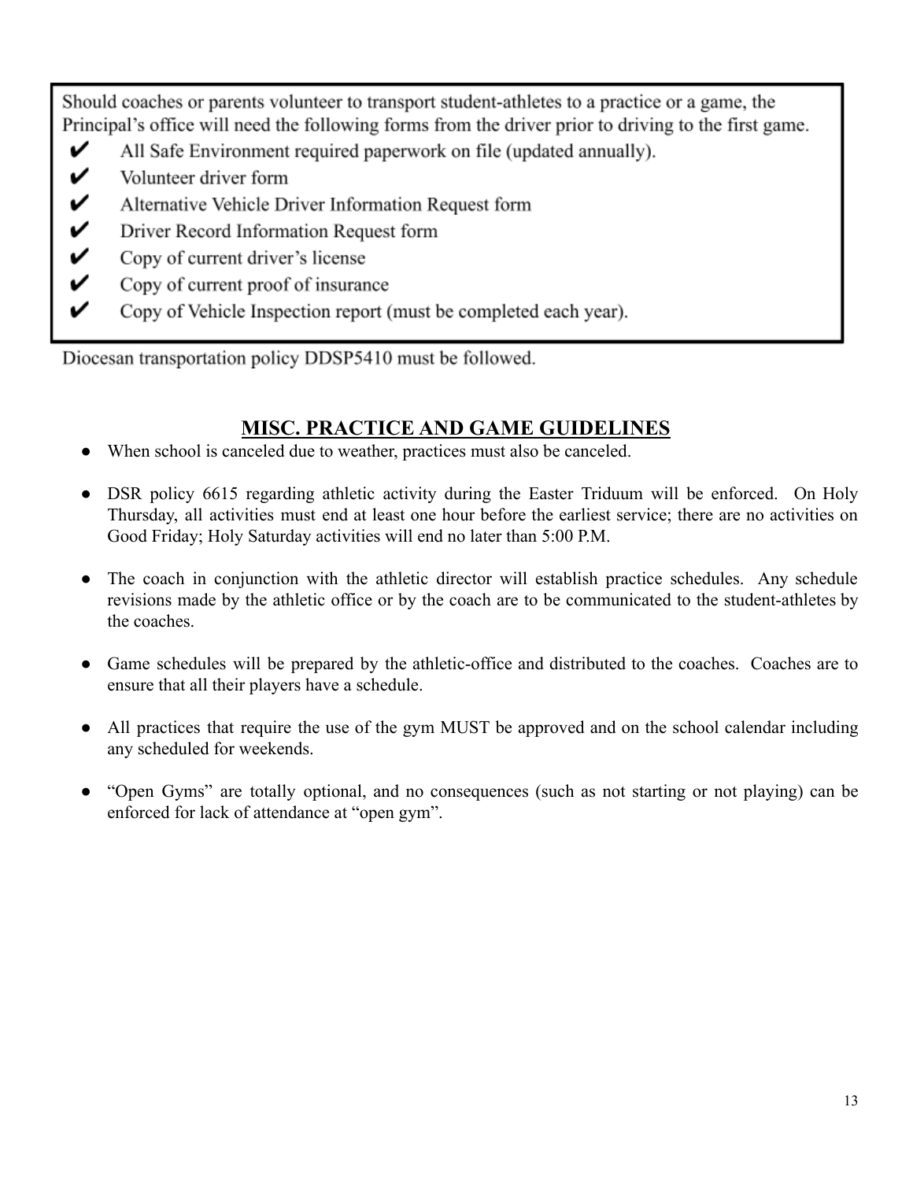Should coaches or parents volunteer to transport student-athletes to a practice or a game, the Principal's office will need the following forms from the driver prior to driving to the first game.

- ✔ All Safe Environment required paperwork on file (updated annually).
- ✔ Volunteer driver form
- ✔ Alternative Vehicle Driver Information Request form
- ✔ Driver Record Information Request form
- ✔ Copy of current driver's license
- ✔ Copy of current proof of insurance
- ✔ Copy of Vehicle Inspection report (must be completed each year).

Diocesan transportation policy DDSP5410 must be followed.

## MISC. PRACTICE AND GAME GUIDELINES

- When school is canceled due to weather, practices must also be canceled.

- DSR policy 6615 regarding athletic activity during the Easter Triduum will be enforced. On Holy Thursday, all activities must end at least one hour before the earliest service; there are no activities on Good Friday; Holy Saturday activities will end no later than 5:00 P.M.

- The coach in conjunction with the athletic director will establish practice schedules. Any schedule revisions made by the athletic office or by the coach are to be communicated to the student-athletes by the coaches.

- Game schedules will be prepared by the athletic-office and distributed to the coaches. Coaches are to ensure that all their players have a schedule.

- All practices that require the use of the gym MUST be approved and on the school calendar including any scheduled for weekends.

- "Open Gyms" are totally optional, and no consequences (such as not starting or not playing) can be enforced for lack of attendance at "open gym".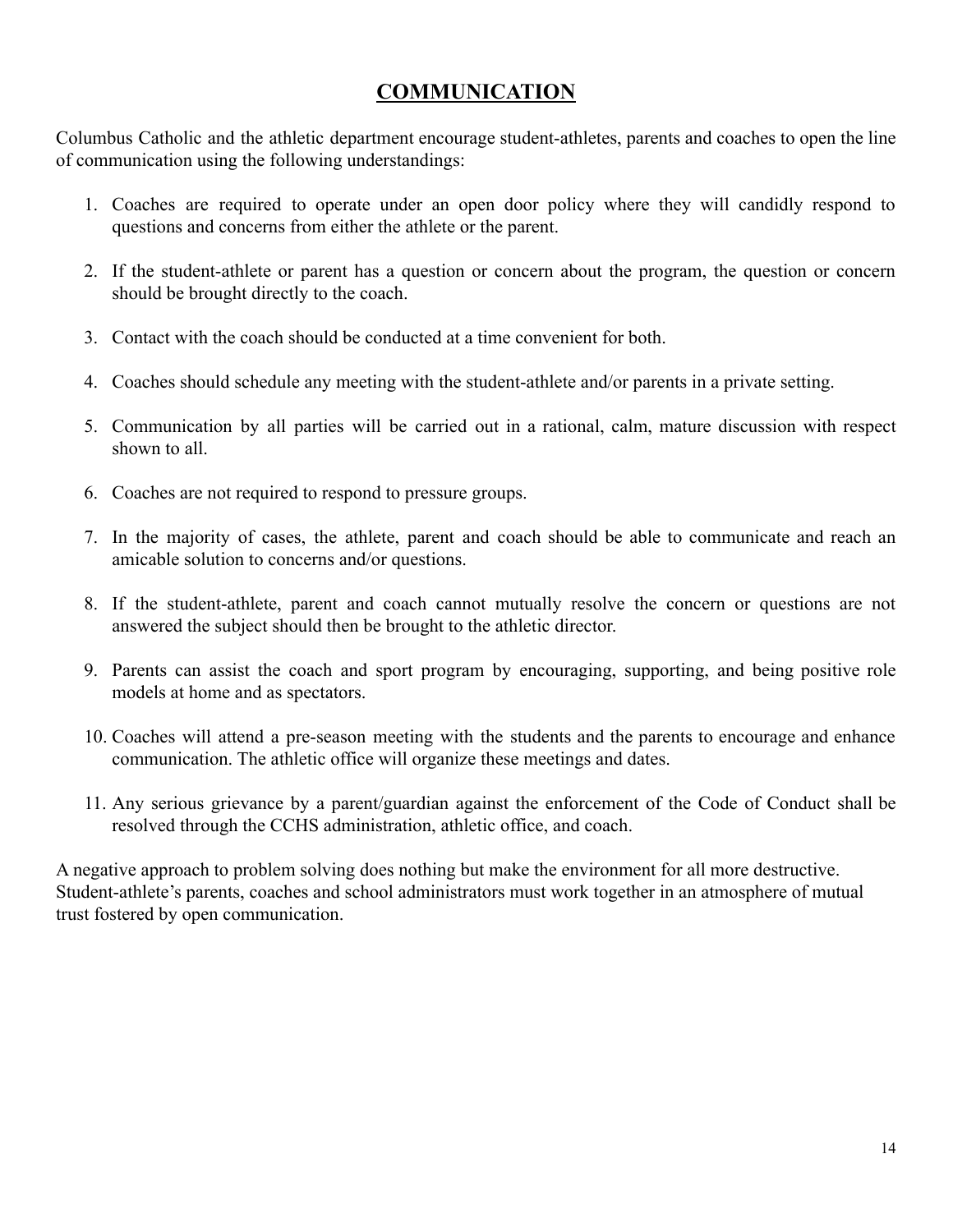# COMMUNICATION

Columbus Catholic and the athletic department encourage student-athletes, parents and coaches to open the line of communication using the following understandings:

1. Coaches are required to operate under an open door policy where they will candidly respond to questions and concerns from either the athlete or the parent.
2. If the student-athlete or parent has a question or concern about the program, the question or concern should be brought directly to the coach.
3. Contact with the coach should be conducted at a time convenient for both.
4. Coaches should schedule any meeting with the student-athlete and/or parents in a private setting.
5. Communication by all parties will be carried out in a rational, calm, mature discussion with respect shown to all.
6. Coaches are not required to respond to pressure groups.
7. In the majority of cases, the athlete, parent and coach should be able to communicate and reach an amicable solution to concerns and/or questions.
8. If the student-athlete, parent and coach cannot mutually resolve the concern or questions are not answered the subject should then be brought to the athletic director.
9. Parents can assist the coach and sport program by encouraging, supporting, and being positive role models at home and as spectators.
10. Coaches will attend a pre-season meeting with the students and the parents to encourage and enhance communication. The athletic office will organize these meetings and dates.
11. Any serious grievance by a parent/guardian against the enforcement of the Code of Conduct shall be resolved through the CCHS administration, athletic office, and coach.

A negative approach to problem solving does nothing but make the environment for all more destructive. Student-athlete's parents, coaches and school administrators must work together in an atmosphere of mutual trust fostered by open communication.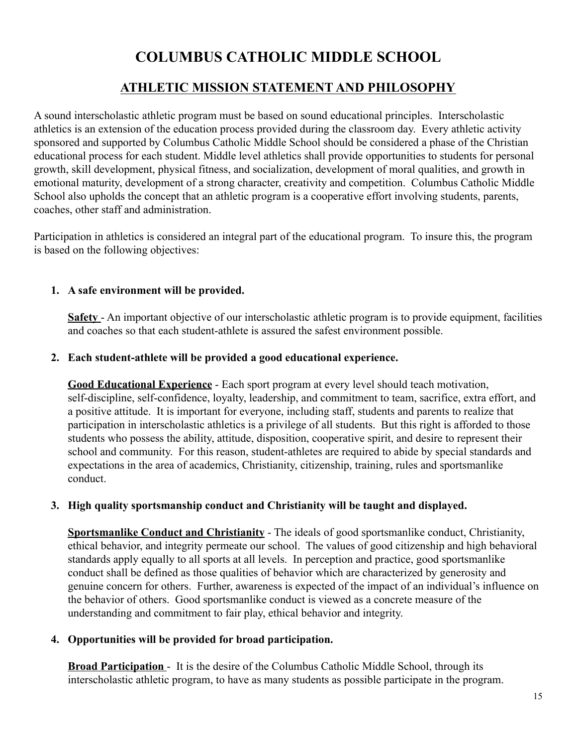# COLUMBUS CATHOLIC MIDDLE SCHOOL

## ATHLETIC MISSION STATEMENT AND PHILOSOPHY

A sound interscholastic athletic program must be based on sound educational principles. Interscholastic athletics is an extension of the education process provided during the classroom day. Every athletic activity sponsored and supported by Columbus Catholic Middle School should be considered a phase of the Christian educational process for each student. Middle level athletics shall provide opportunities to students for personal growth, skill development, physical fitness, and socialization, development of moral qualities, and growth in emotional maturity, development of a strong character, creativity and competition. Columbus Catholic Middle School also upholds the concept that an athletic program is a cooperative effort involving students, parents, coaches, other staff and administration.

Participation in athletics is considered an integral part of the educational program. To insure this, the program is based on the following objectives:

1. **A safe environment will be provided.**

   **Safety** - An important objective of our interscholastic athletic program is to provide equipment, facilities and coaches so that each student-athlete is assured the safest environment possible.

2. **Each student-athlete will be provided a good educational experience.**

   **Good Educational Experience** - Each sport program at every level should teach motivation, self-discipline, self-confidence, loyalty, leadership, and commitment to team, sacrifice, extra effort, and a positive attitude. It is important for everyone, including staff, students and parents to realize that participation in interscholastic athletics is a privilege of all students. But this right is afforded to those students who possess the ability, attitude, disposition, cooperative spirit, and desire to represent their school and community. For this reason, student-athletes are required to abide by special standards and expectations in the area of academics, Christianity, citizenship, training, rules and sportsmanlike conduct.

3. **High quality sportsmanship conduct and Christianity will be taught and displayed.**

   **Sportsmanlike Conduct and Christianity** - The ideals of good sportsmanlike conduct, Christianity, ethical behavior, and integrity permeate our school. The values of good citizenship and high behavioral standards apply equally to all sports at all levels. In perception and practice, good sportsmanlike conduct shall be defined as those qualities of behavior which are characterized by generosity and genuine concern for others. Further, awareness is expected of the impact of an individual's influence on the behavior of others. Good sportsmanlike conduct is viewed as a concrete measure of the understanding and commitment to fair play, ethical behavior and integrity.

4. **Opportunities will be provided for broad participation.**

   **Broad Participation** - It is the desire of the Columbus Catholic Middle School, through its interscholastic athletic program, to have as many students as possible participate in the program.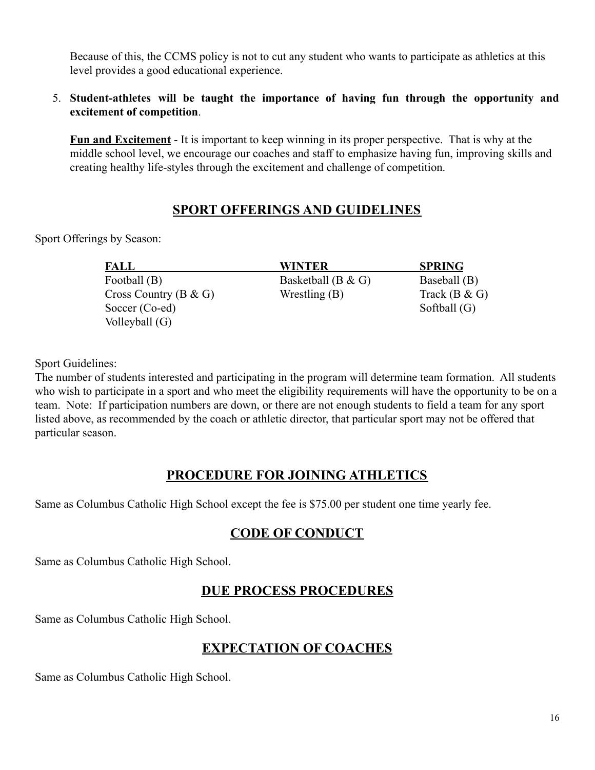Because of this, the CCMS policy is not to cut any student who wants to participate as athletics at this level provides a good educational experience.

5. **Student-athletes will be taught the importance of having fun through the opportunity and excitement of competition**.

   **Fun and Excitement** - It is important to keep winning in its proper perspective. That is why at the middle school level, we encourage our coaches and staff to emphasize having fun, improving skills and creating healthy life-styles through the excitement and challenge of competition.

## SPORT OFFERINGS AND GUIDELINES

Sport Offerings by Season:

| FALL | WINTER | SPRING |
|---|---|---|
| Football (B) | Basketball (B & G) | Baseball (B) |
| Cross Country (B & G) | Wrestling (B) | Track (B & G) |
| Soccer (Co-ed) | | Softball (G) |
| Volleyball (G) | | |

Sport Guidelines:
The number of students interested and participating in the program will determine team formation. All students who wish to participate in a sport and who meet the eligibility requirements will have the opportunity to be on a team. Note: If participation numbers are down, or there are not enough students to field a team for any sport listed above, as recommended by the coach or athletic director, that particular sport may not be offered that particular season.

## PROCEDURE FOR JOINING ATHLETICS

Same as Columbus Catholic High School except the fee is $75.00 per student one time yearly fee.

## CODE OF CONDUCT

Same as Columbus Catholic High School.

## DUE PROCESS PROCEDURES

Same as Columbus Catholic High School.

## EXPECTATION OF COACHES

Same as Columbus Catholic High School.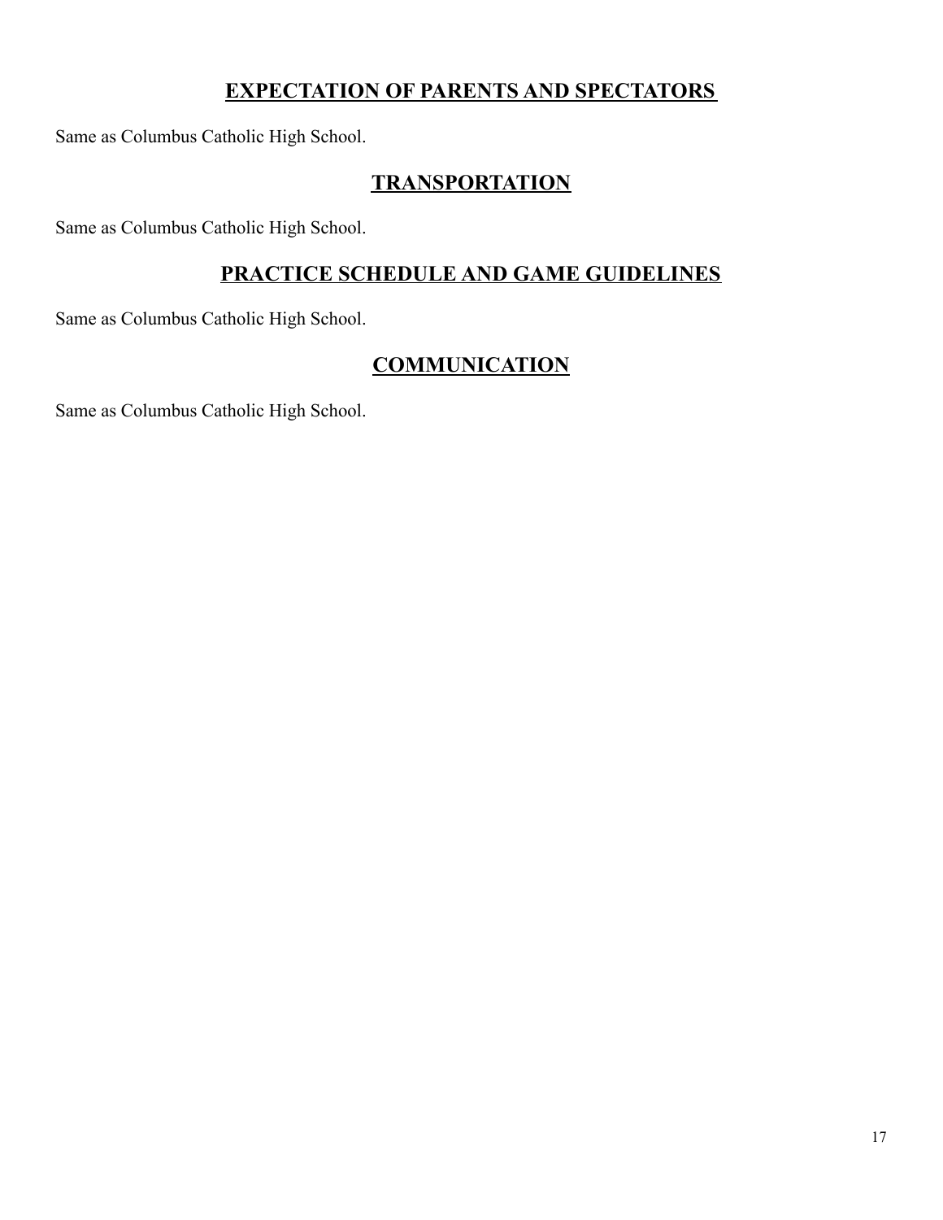## EXPECTATION OF PARENTS AND SPECTATORS

Same as Columbus Catholic High School.

## TRANSPORTATION

Same as Columbus Catholic High School.

## PRACTICE SCHEDULE AND GAME GUIDELINES

Same as Columbus Catholic High School.

## COMMUNICATION

Same as Columbus Catholic High School.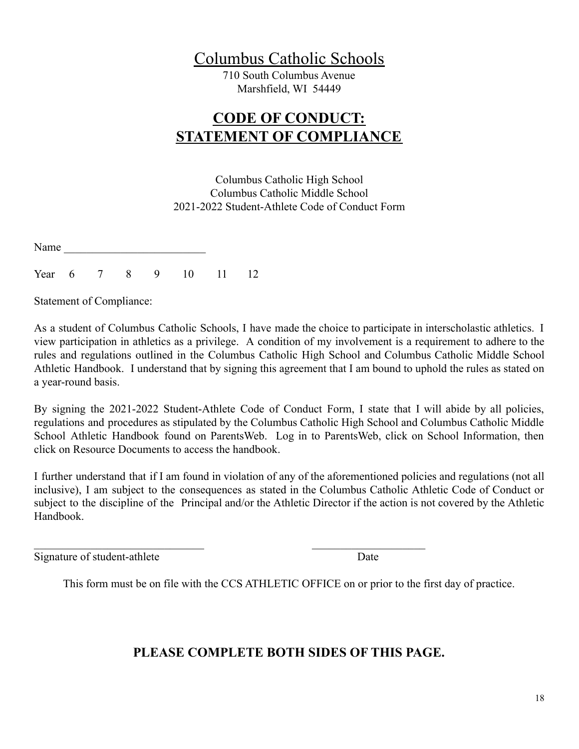# Columbus Catholic Schools

710 South Columbus Avenue
Marshfield, WI 54449

## CODE OF CONDUCT: STATEMENT OF COMPLIANCE

Columbus Catholic High School
Columbus Catholic Middle School
2021-2022 Student-Athlete Code of Conduct Form

Name \_\_\_\_\_\_\_\_\_\_\_\_\_\_\_\_\_\_\_\_\_\_\_\_\_\_

Year 6 7 8 9 10 11 12

Statement of Compliance:

As a student of Columbus Catholic Schools, I have made the choice to participate in interscholastic athletics. I view participation in athletics as a privilege. A condition of my involvement is a requirement to adhere to the rules and regulations outlined in the Columbus Catholic High School and Columbus Catholic Middle School Athletic Handbook. I understand that by signing this agreement that I am bound to uphold the rules as stated on a year-round basis.

By signing the 2021-2022 Student-Athlete Code of Conduct Form, I state that I will abide by all policies, regulations and procedures as stipulated by the Columbus Catholic High School and Columbus Catholic Middle School Athletic Handbook found on ParentsWeb. Log in to ParentsWeb, click on School Information, then click on Resource Documents to access the handbook.

I further understand that if I am found in violation of any of the aforementioned policies and regulations (not all inclusive), I am subject to the consequences as stated in the Columbus Catholic Athletic Code of Conduct or subject to the discipline of the Principal and/or the Athletic Director if the action is not covered by the Athletic Handbook.

\_\_\_\_\_\_\_\_\_\_\_\_\_\_\_\_\_\_\_\_\_\_\_\_\_\_\_\_\_\_ \_\_\_\_\_\_\_\_\_\_\_\_\_\_\_\_\_\_\_\_
Signature of student-athlete Date

This form must be on file with the CCS ATHLETIC OFFICE on or prior to the first day of practice.

**PLEASE COMPLETE BOTH SIDES OF THIS PAGE.**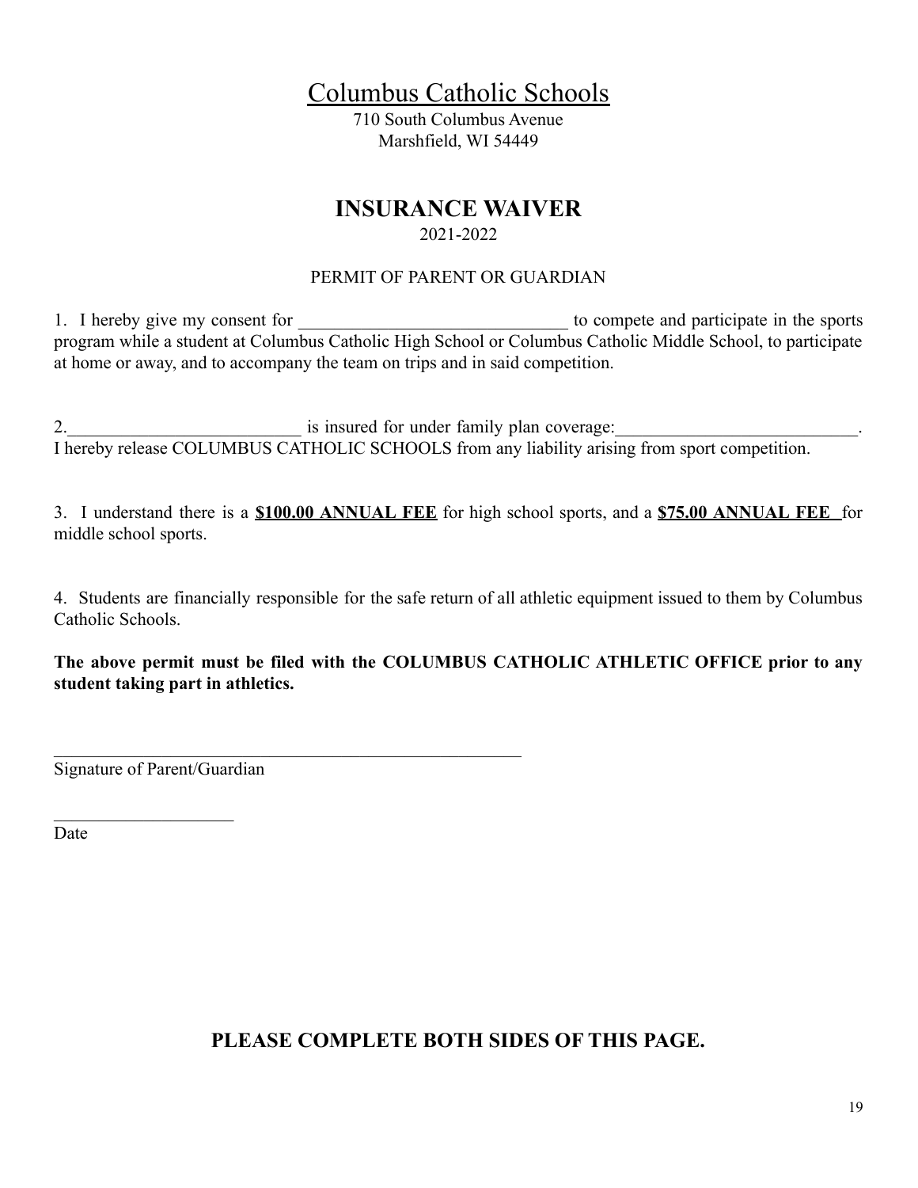# Columbus Catholic Schools

710 South Columbus Avenue
Marshfield, WI 54449

## INSURANCE WAIVER

2021-2022

PERMIT OF PARENT OR GUARDIAN

1. I hereby give my consent for _______________________________ to compete and participate in the sports program while a student at Columbus Catholic High School or Columbus Catholic Middle School, to participate at home or away, and to accompany the team on trips and in said competition.

2. ___________________________ is insured for under family plan coverage:___________________________. I hereby release COLUMBUS CATHOLIC SCHOOLS from any liability arising from sport competition.

3. I understand there is a **$100.00 ANNUAL FEE** for high school sports, and a **$75.00 ANNUAL FEE** for middle school sports.

4. Students are financially responsible for the safe return of all athletic equipment issued to them by Columbus Catholic Schools.

**The above permit must be filed with the COLUMBUS CATHOLIC ATHLETIC OFFICE prior to any student taking part in athletics.**

_______________________________________________________
Signature of Parent/Guardian

_____________________
Date

**PLEASE COMPLETE BOTH SIDES OF THIS PAGE.**